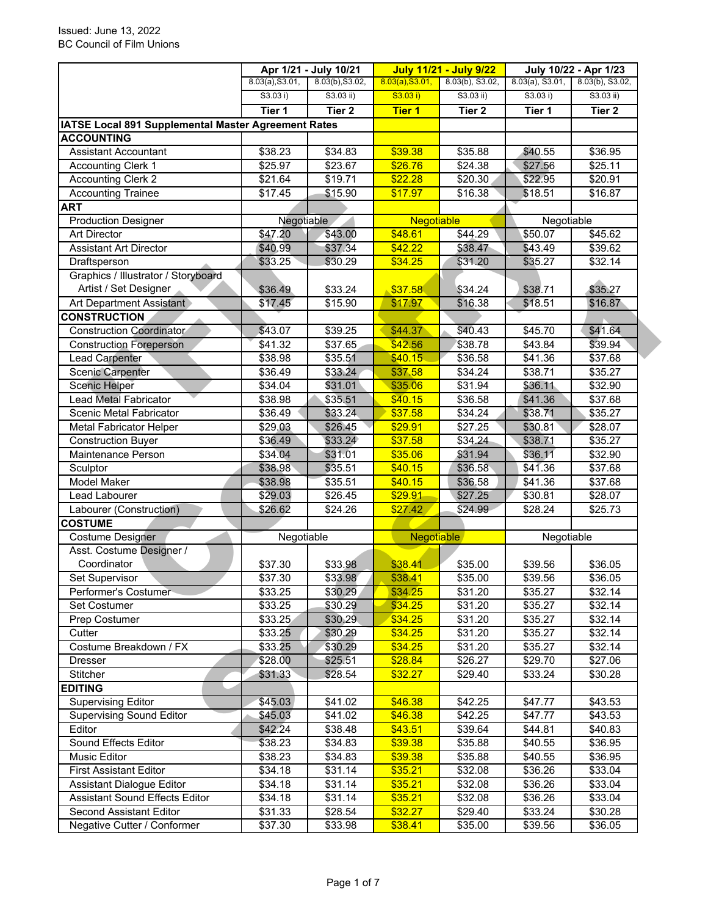Issued: June 13, 2022
BC Council of Film Unions

| | Apr 1/21 - July 10/21 | | July 11/21 - July 9/22 | | July 10/22 - Apr 1/23 | |
|---|---|---|---|---|---|---|
| | 8.03(a),S3.01, S3.03 i) | 8.03(b),S3.02, S3.03 ii) | 8.03(a),S3.01, S3.03 i) | 8.03(b), S3.02, S3.03 ii) | 8.03(a), S3.01, S3.03 i) | 8.03(b), S3.02, S3.03 ii) |
| | **Tier 1** | **Tier 2** | **Tier 1** | **Tier 2** | **Tier 1** | **Tier 2** |
| **IATSE Local 891 Supplemental Master Agreement Rates** | | | | | | |
| **ACCOUNTING** | | | | | | |
| Assistant Accountant | $38.23 | $34.83 | $39.38 | $35.88 | $40.55 | $36.95 |
| Accounting Clerk 1 | $25.97 | $23.67 | $26.76 | $24.38 | $27.56 | $25.11 |
| Accounting Clerk 2 | $21.64 | $19.71 | $22.28 | $20.30 | $22.95 | $20.91 |
| Accounting Trainee | $17.45 | $15.90 | $17.97 | $16.38 | $18.51 | $16.87 |
| **ART** | | | | | | |
| Production Designer | Negotiable | | Negotiable | | Negotiable | |
| Art Director | $47.20 | $43.00 | $48.61 | $44.29 | $50.07 | $45.62 |
| Assistant Art Director | $40.99 | $37.34 | $42.22 | $38.47 | $43.49 | $39.62 |
| Draftsperson | $33.25 | $30.29 | $34.25 | $31.20 | $35.27 | $32.14 |
| Graphics / Illustrator / Storyboard Artist / Set Designer | $36.49 | $33.24 | $37.58 | $34.24 | $38.71 | $35.27 |
| Art Department Assistant | $17.45 | $15.90 | $17.97 | $16.38 | $18.51 | $16.87 |
| **CONSTRUCTION** | | | | | | |
| Construction Coordinator | $43.07 | $39.25 | $44.37 | $40.43 | $45.70 | $41.64 |
| Construction Foreperson | $41.32 | $37.65 | $42.56 | $38.78 | $43.84 | $39.94 |
| Lead Carpenter | $38.98 | $35.51 | $40.15 | $36.58 | $41.36 | $37.68 |
| Scenic Carpenter | $36.49 | $33.24 | $37.58 | $34.24 | $38.71 | $35.27 |
| Scenic Helper | $34.04 | $31.01 | $35.06 | $31.94 | $36.11 | $32.90 |
| Lead Metal Fabricator | $38.98 | $35.51 | $40.15 | $36.58 | $41.36 | $37.68 |
| Scenic Metal Fabricator | $36.49 | $33.24 | $37.58 | $34.24 | $38.71 | $35.27 |
| Metal Fabricator Helper | $29.03 | $26.45 | $29.91 | $27.25 | $30.81 | $28.07 |
| Construction Buyer | $36.49 | $33.24 | $37.58 | $34.24 | $38.71 | $35.27 |
| Maintenance Person | $34.04 | $31.01 | $35.06 | $31.94 | $36.11 | $32.90 |
| Sculptor | $38.98 | $35.51 | $40.15 | $36.58 | $41.36 | $37.68 |
| Model Maker | $38.98 | $35.51 | $40.15 | $36.58 | $41.36 | $37.68 |
| Lead Labourer | $29.03 | $26.45 | $29.91 | $27.25 | $30.81 | $28.07 |
| Labourer (Construction) | $26.62 | $24.26 | $27.42 | $24.99 | $28.24 | $25.73 |
| **COSTUME** | | | | | | |
| Costume Designer | Negotiable | | Negotiable | | Negotiable | |
| Asst. Costume Designer / Coordinator | $37.30 | $33.98 | $38.41 | $35.00 | $39.56 | $36.05 |
| Set Supervisor | $37.30 | $33.98 | $38.41 | $35.00 | $39.56 | $36.05 |
| Performer's Costumer | $33.25 | $30.29 | $34.25 | $31.20 | $35.27 | $32.14 |
| Set Costumer | $33.25 | $30.29 | $34.25 | $31.20 | $35.27 | $32.14 |
| Prep Costumer | $33.25 | $30.29 | $34.25 | $31.20 | $35.27 | $32.14 |
| Cutter | $33.25 | $30.29 | $34.25 | $31.20 | $35.27 | $32.14 |
| Costume Breakdown / FX | $33.25 | $30.29 | $34.25 | $31.20 | $35.27 | $32.14 |
| Dresser | $28.00 | $25.51 | $28.84 | $26.27 | $29.70 | $27.06 |
| Stitcher | $31.33 | $28.54 | $32.27 | $29.40 | $33.24 | $30.28 |
| **EDITING** | | | | | | |
| Supervising Editor | $45.03 | $41.02 | $46.38 | $42.25 | $47.77 | $43.53 |
| Supervising Sound Editor | $45.03 | $41.02 | $46.38 | $42.25 | $47.77 | $43.53 |
| Editor | $42.24 | $38.48 | $43.51 | $39.64 | $44.81 | $40.83 |
| Sound Effects Editor | $38.23 | $34.83 | $39.38 | $35.88 | $40.55 | $36.95 |
| Music Editor | $38.23 | $34.83 | $39.38 | $35.88 | $40.55 | $36.95 |
| First Assistant Editor | $34.18 | $31.14 | $35.21 | $32.08 | $36.26 | $33.04 |
| Assistant Dialogue Editor | $34.18 | $31.14 | $35.21 | $32.08 | $36.26 | $33.04 |
| Assistant Sound Effects Editor | $34.18 | $31.14 | $35.21 | $32.08 | $36.26 | $33.04 |
| Second Assistant Editor | $31.33 | $28.54 | $32.27 | $29.40 | $33.24 | $30.28 |
| Negative Cutter / Conformer | $37.30 | $33.98 | $38.41 | $35.00 | $39.56 | $36.05 |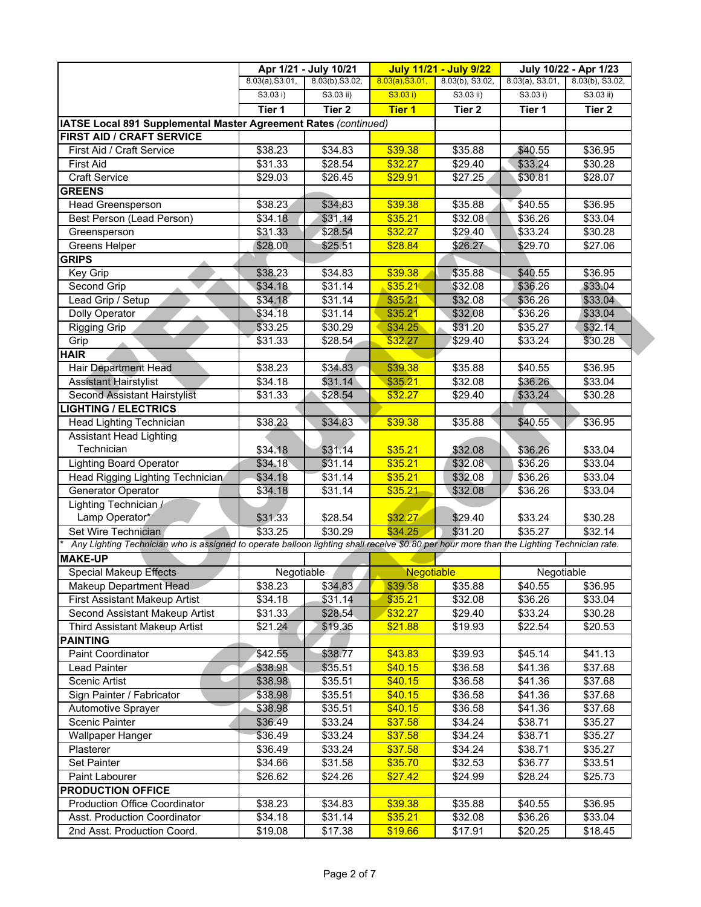| | Apr 1/21 - July 10/21 | | July 11/21 - July 9/22 | | July 10/22 - Apr 1/23 | |
|---|---|---|---|---|---|---|
| | 8.03(a),S3.01, S3.03 i) | 8.03(b),S3.02, S3.03 ii) | 8.03(a),S3.01, S3.03 i) | 8.03(b), S3.02, S3.03 ii) | 8.03(a), S3.01, S3.03 i) | 8.03(b), S3.02, S3.03 ii) |
| | **Tier 1** | **Tier 2** | **Tier 1** | **Tier 2** | **Tier 1** | **Tier 2** |
| **IATSE Local 891 Supplemental Master Agreement Rates** *(continued)* | | | | | | |
| **FIRST AID / CRAFT SERVICE** | | | | | | |
| First Aid / Craft Service | $38.23 | $34.83 | $39.38 | $35.88 | $40.55 | $36.95 |
| First Aid | $31.33 | $28.54 | $32.27 | $29.40 | $33.24 | $30.28 |
| Craft Service | $29.03 | $26.45 | $29.91 | $27.25 | $30.81 | $28.07 |
| **GREENS** | | | | | | |
| Head Greensperson | $38.23 | $34.83 | $39.38 | $35.88 | $40.55 | $36.95 |
| Best Person (Lead Person) | $34.18 | $31.14 | $35.21 | $32.08 | $36.26 | $33.04 |
| Greensperson | $31.33 | $28.54 | $32.27 | $29.40 | $33.24 | $30.28 |
| Greens Helper | $28.00 | $25.51 | $28.84 | $26.27 | $29.70 | $27.06 |
| **GRIPS** | | | | | | |
| Key Grip | $38.23 | $34.83 | $39.38 | $35.88 | $40.55 | $36.95 |
| Second Grip | $34.18 | $31.14 | $35.21 | $32.08 | $36.26 | $33.04 |
| Lead Grip / Setup | $34.18 | $31.14 | $35.21 | $32.08 | $36.26 | $33.04 |
| Dolly Operator | $34.18 | $31.14 | $35.21 | $32.08 | $36.26 | $33.04 |
| Rigging Grip | $33.25 | $30.29 | $34.25 | $31.20 | $35.27 | $32.14 |
| Grip | $31.33 | $28.54 | $32.27 | $29.40 | $33.24 | $30.28 |
| **HAIR** | | | | | | |
| Hair Department Head | $38.23 | $34.83 | $39.38 | $35.88 | $40.55 | $36.95 |
| Assistant Hairstylist | $34.18 | $31.14 | $35.21 | $32.08 | $36.26 | $33.04 |
| Second Assistant Hairstylist | $31.33 | $28.54 | $32.27 | $29.40 | $33.24 | $30.28 |
| **LIGHTING / ELECTRICS** | | | | | | |
| Head Lighting Technician | $38.23 | $34.83 | $39.38 | $35.88 | $40.55 | $36.95 |
| Assistant Head Lighting Technician | $34.18 | $31.14 | $35.21 | $32.08 | $36.26 | $33.04 |
| Lighting Board Operator | $34.18 | $31.14 | $35.21 | $32.08 | $36.26 | $33.04 |
| Head Rigging Lighting Technician | $34.18 | $31.14 | $35.21 | $32.08 | $36.26 | $33.04 |
| Generator Operator | $34.18 | $31.14 | $35.21 | $32.08 | $36.26 | $33.04 |
| Lighting Technician / Lamp Operator* | $31.33 | $28.54 | $32.27 | $29.40 | $33.24 | $30.28 |
| Set Wire Technician | $33.25 | $30.29 | $34.25 | $31.20 | $35.27 | $32.14 |
| * *Any Lighting Technician who is assigned to operate balloon lighting shall receive $0.80 per hour more than the Lighting Technician rate.* | | | | | | |
| **MAKE-UP** | | | | | | |
| Special Makeup Effects | Negotiable | | Negotiable | | Negotiable | |
| Makeup Department Head | $38.23 | $34.83 | $39.38 | $35.88 | $40.55 | $36.95 |
| First Assistant Makeup Artist | $34.18 | $31.14 | $35.21 | $32.08 | $36.26 | $33.04 |
| Second Assistant Makeup Artist | $31.33 | $28.54 | $32.27 | $29.40 | $33.24 | $30.28 |
| Third Assistant Makeup Artist | $21.24 | $19.35 | $21.88 | $19.93 | $22.54 | $20.53 |
| **PAINTING** | | | | | | |
| Paint Coordinator | $42.55 | $38.77 | $43.83 | $39.93 | $45.14 | $41.13 |
| Lead Painter | $38.98 | $35.51 | $40.15 | $36.58 | $41.36 | $37.68 |
| Scenic Artist | $38.98 | $35.51 | $40.15 | $36.58 | $41.36 | $37.68 |
| Sign Painter / Fabricator | $38.98 | $35.51 | $40.15 | $36.58 | $41.36 | $37.68 |
| Automotive Sprayer | $38.98 | $35.51 | $40.15 | $36.58 | $41.36 | $37.68 |
| Scenic Painter | $36.49 | $33.24 | $37.58 | $34.24 | $38.71 | $35.27 |
| Wallpaper Hanger | $36.49 | $33.24 | $37.58 | $34.24 | $38.71 | $35.27 |
| Plasterer | $36.49 | $33.24 | $37.58 | $34.24 | $38.71 | $35.27 |
| Set Painter | $34.66 | $31.58 | $35.70 | $32.53 | $36.77 | $33.51 |
| Paint Labourer | $26.62 | $24.26 | $27.42 | $24.99 | $28.24 | $25.73 |
| **PRODUCTION OFFICE** | | | | | | |
| Production Office Coordinator | $38.23 | $34.83 | $39.38 | $35.88 | $40.55 | $36.95 |
| Asst. Production Coordinator | $34.18 | $31.14 | $35.21 | $32.08 | $36.26 | $33.04 |
| 2nd Asst. Production Coord. | $19.08 | $17.38 | $19.66 | $17.91 | $20.25 | $18.45 |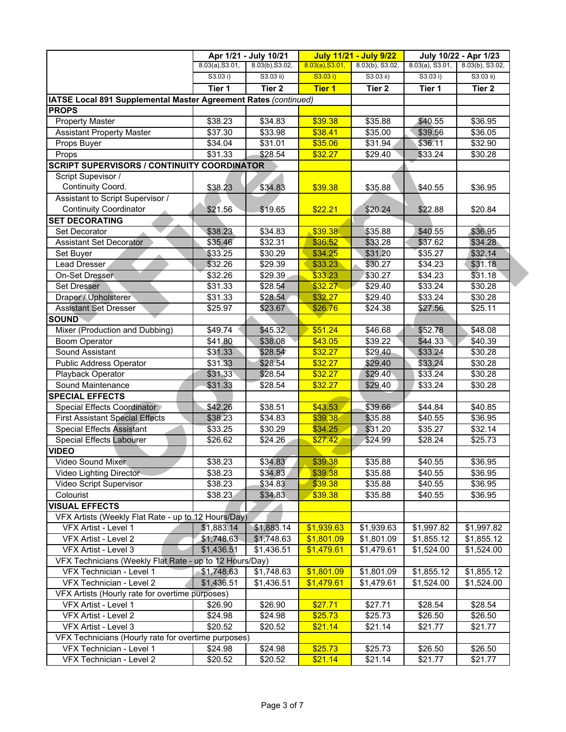| | Apr 1/21 - July 10/21 | | July 11/21 - July 9/22 | | July 10/22 - Apr 1/23 | |
|---|---|---|---|---|---|---|
| | 8.03(a),S3.01, S3.03 i) | 8.03(b),S3.02, S3.03 ii) | 8.03(a),S3.01, S3.03 i) | 8.03(b), S3.02, S3.03 ii) | 8.03(a), S3.01, S3.03 i) | 8.03(b), S3.02, S3.03 ii) |
| | Tier 1 | Tier 2 | Tier 1 | Tier 2 | Tier 1 | Tier 2 |
| **IATSE Local 891 Supplemental Master Agreement Rates** *(continued)* | | | | | | |
| **PROPS** | | | | | | |
| Property Master | $38.23 | $34.83 | $39.38 | $35.88 | $40.55 | $36.95 |
| Assistant Property Master | $37.30 | $33.98 | $38.41 | $35.00 | $39.56 | $36.05 |
| Props Buyer | $34.04 | $31.01 | $35.06 | $31.94 | $36.11 | $32.90 |
| Props | $31.33 | $28.54 | $32.27 | $29.40 | $33.24 | $30.28 |
| **SCRIPT SUPERVISORS / CONTINUITY COORDINATOR** | | | | | | |
| Script Supevisor / Continuity Coord. | $38.23 | $34.83 | $39.38 | $35.88 | $40.55 | $36.95 |
| Assistant to Script Supervisor / Continuity Coordinator | $21.56 | $19.65 | $22.21 | $20.24 | $22.88 | $20.84 |
| **SET DECORATING** | | | | | | |
| Set Decorator | $38.23 | $34.83 | $39.38 | $35.88 | $40.55 | $36.95 |
| Assistant Set Decorator | $35.46 | $32.31 | $36.52 | $33.28 | $37.62 | $34.28 |
| Set Buyer | $33.25 | $30.29 | $34.25 | $31.20 | $35.27 | $32.14 |
| Lead Dresser | $32.26 | $29.39 | $33.23 | $30.27 | $34.23 | $31.18 |
| On-Set Dresser | $32.26 | $29.39 | $33.23 | $30.27 | $34.23 | $31.18 |
| Set Dresser | $31.33 | $28.54 | $32.27 | $29.40 | $33.24 | $30.28 |
| Draper / Upholsterer | $31.33 | $28.54 | $32.27 | $29.40 | $33.24 | $30.28 |
| Assistant Set Dresser | $25.97 | $23.67 | $26.76 | $24.38 | $27.56 | $25.11 |
| **SOUND** | | | | | | |
| Mixer (Production and Dubbing) | $49.74 | $45.32 | $51.24 | $46.68 | $52.78 | $48.08 |
| Boom Operator | $41.80 | $38.08 | $43.05 | $39.22 | $44.33 | $40.39 |
| Sound Assistant | $31.33 | $28.54 | $32.27 | $29.40 | $33.24 | $30.28 |
| Public Address Operator | $31.33 | $28.54 | $32.27 | $29.40 | $33.24 | $30.28 |
| Playback Operator | $31.33 | $28.54 | $32.27 | $29.40 | $33.24 | $30.28 |
| Sound Maintenance | $31.33 | $28.54 | $32.27 | $29.40 | $33.24 | $30.28 |
| **SPECIAL EFFECTS** | | | | | | |
| Special Effects Coordinator | $42.26 | $38.51 | $43.53 | $39.66 | $44.84 | $40.85 |
| First Assistant Special Effects | $38.23 | $34.83 | $39.38 | $35.88 | $40.55 | $36.95 |
| Special Effects Assistant | $33.25 | $30.29 | $34.25 | $31.20 | $35.27 | $32.14 |
| Special Effects Labourer | $26.62 | $24.26 | $27.42 | $24.99 | $28.24 | $25.73 |
| **VIDEO** | | | | | | |
| Video Sound Mixer | $38.23 | $34.83 | $39.38 | $35.88 | $40.55 | $36.95 |
| Video Lighting Director | $38.23 | $34.83 | $39.38 | $35.88 | $40.55 | $36.95 |
| Video Script Supervisor | $38.23 | $34.83 | $39.38 | $35.88 | $40.55 | $36.95 |
| Colourist | $38.23 | $34.83 | $39.38 | $35.88 | $40.55 | $36.95 |
| **VISUAL EFFECTS** | | | | | | |
| VFX Artists (Weekly Flat Rate - up to 12 Hours/Day) | | | | | | |
| VFX Artist - Level 1 | $1,883.14 | $1,883.14 | $1,939.63 | $1,939.63 | $1,997.82 | $1,997.82 |
| VFX Artist - Level 2 | $1,748.63 | $1,748.63 | $1,801.09 | $1,801.09 | $1,855.12 | $1,855.12 |
| VFX Artist - Level 3 | $1,436.51 | $1,436.51 | $1,479.61 | $1,479.61 | $1,524.00 | $1,524.00 |
| VFX Technicians (Weekly Flat Rate - up to 12 Hours/Day) | | | | | | |
| VFX Technician - Level 1 | $1,748.63 | $1,748.63 | $1,801.09 | $1,801.09 | $1,855.12 | $1,855.12 |
| VFX Technician - Level 2 | $1,436.51 | $1,436.51 | $1,479.61 | $1,479.61 | $1,524.00 | $1,524.00 |
| VFX Artists (Hourly rate for overtime purposes) | | | | | | |
| VFX Artist - Level 1 | $26.90 | $26.90 | $27.71 | $27.71 | $28.54 | $28.54 |
| VFX Artist - Level 2 | $24.98 | $24.98 | $25.73 | $25.73 | $26.50 | $26.50 |
| VFX Artist - Level 3 | $20.52 | $20.52 | $21.14 | $21.14 | $21.77 | $21.77 |
| VFX Technicians (Hourly rate for overtime purposes) | | | | | | |
| VFX Technician - Level 1 | $24.98 | $24.98 | $25.73 | $25.73 | $26.50 | $26.50 |
| VFX Technician - Level 2 | $20.52 | $20.52 | $21.14 | $21.14 | $21.77 | $21.77 |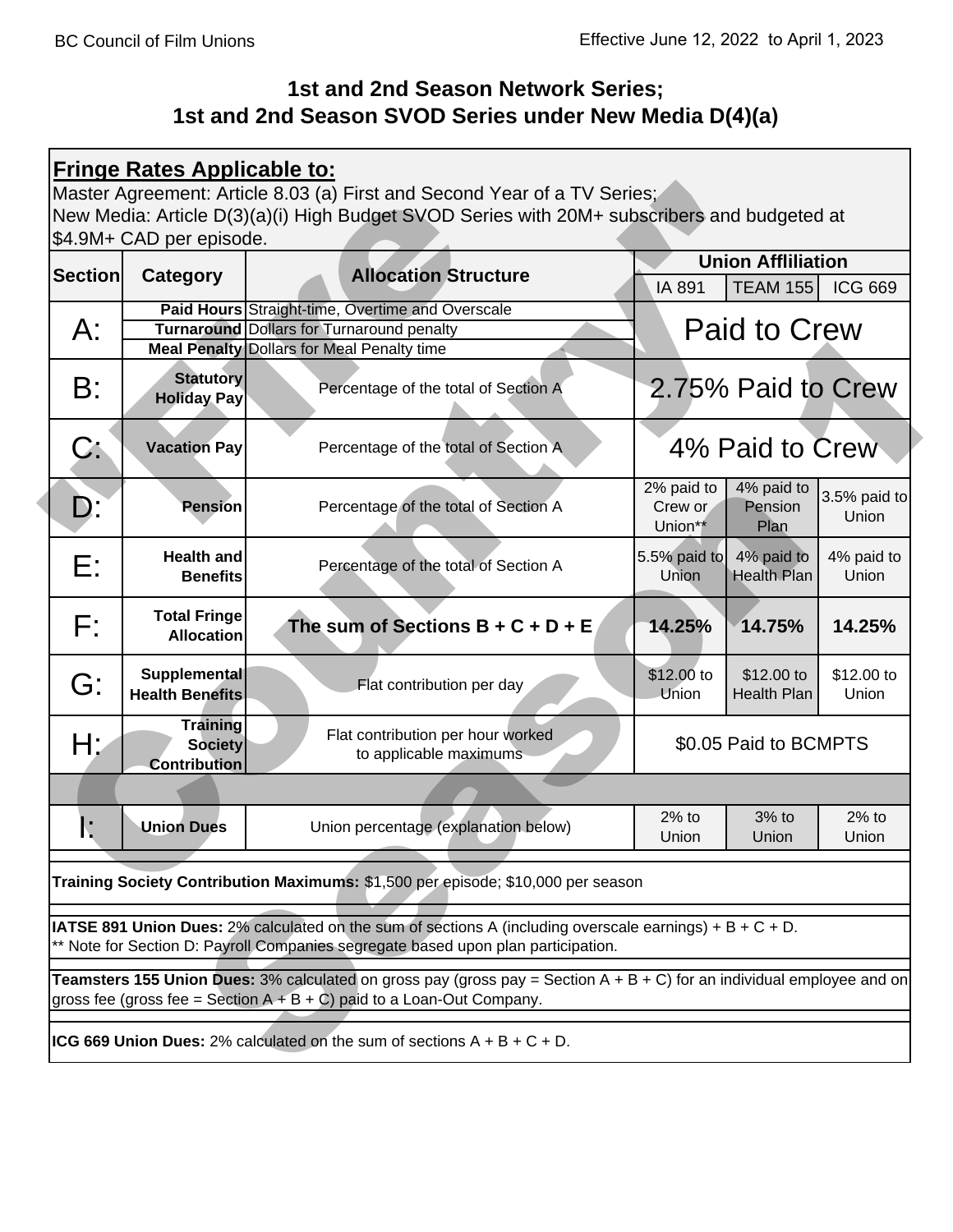BC Council of Film Unions

Effective June 12, 2022 to April 1, 2023

# 1st and 2nd Season Network Series; 1st and 2nd Season SVOD Series under New Media D(4)(a)

**Fringe Rates Applicable to:**

Master Agreement: Article 8.03 (a) First and Second Year of a TV Series;
New Media: Article D(3)(a)(i) High Budget SVOD Series with 20M+ subscribers and budgeted at $4.9M+ CAD per episode.

| Section | Category | Allocation Structure | Union Affliliation | | |
|---|---|---|---|---|---|
| | | | IA 891 | TEAM 155 | ICG 669 |
| A: | Paid Hours | Straight-time, Overtime and Overscale | Paid to Crew | | |
| | Turnaround | Dollars for Turnaround penalty | | | |
| | Meal Penalty | Dollars for Meal Penalty time | | | |
| B: | Statutory Holiday Pay | Percentage of the total of Section A | 2.75% Paid to Crew | | |
| C: | Vacation Pay | Percentage of the total of Section A | 4% Paid to Crew | | |
| D: | Pension | Percentage of the total of Section A | 2% paid to Crew or Union** | 4% paid to Pension Plan | 3.5% paid to Union |
| E: | Health and Benefits | Percentage of the total of Section A | 5.5% paid to Union | 4% paid to Health Plan | 4% paid to Union |
| F: | Total Fringe Allocation | **The sum of Sections B + C + D + E** | **14.25%** | **14.75%** | **14.25%** |
| G: | Supplemental Health Benefits | Flat contribution per day | $12.00 to Union | $12.00 to Health Plan | $12.00 to Union |
| H: | Training Society Contribution | Flat contribution per hour worked to applicable maximums | $0.05 Paid to BCMPTS | | |
| I: | Union Dues | Union percentage (explanation below) | 2% to Union | 3% to Union | 2% to Union |

**Training Society Contribution Maximums:** $1,500 per episode; $10,000 per season

**IATSE 891 Union Dues:** 2% calculated on the sum of sections A (including overscale earnings) + B + C + D.
** Note for Section D: Payroll Companies segregate based upon plan participation.

**Teamsters 155 Union Dues:** 3% calculated on gross pay (gross pay = Section A + B + C) for an individual employee and on gross fee (gross fee = Section A + B + C) paid to a Loan-Out Company.

**ICG 669 Union Dues:** 2% calculated on the sum of sections A + B + C + D.